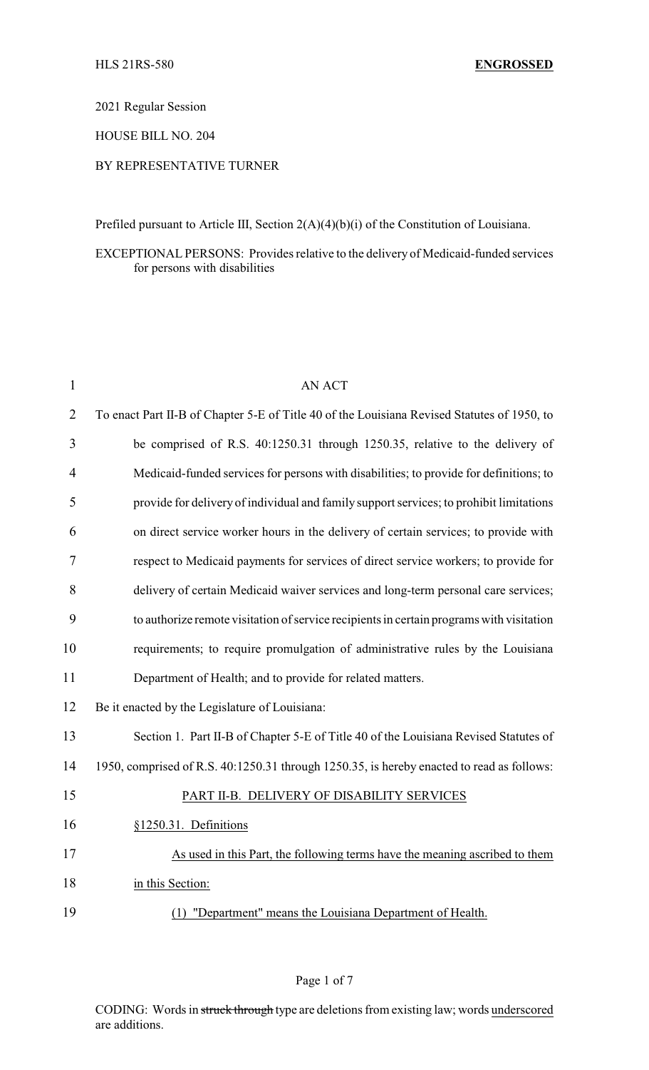HLS 21RS-580 **ENGROSSED**

2021 Regular Session

HOUSE BILL NO. 204

BY REPRESENTATIVE TURNER

Prefiled pursuant to Article III, Section 2(A)(4)(b)(i) of the Constitution of Louisiana.

EXCEPTIONAL PERSONS: Provides relative to the delivery of Medicaid-funded services for persons with disabilities

AN ACT

To enact Part II-B of Chapter 5-E of Title 40 of the Louisiana Revised Statutes of 1950, to be comprised of R.S. 40:1250.31 through 1250.35, relative to the delivery of Medicaid-funded services for persons with disabilities; to provide for definitions; to provide for delivery of individual and family support services; to prohibit limitations on direct service worker hours in the delivery of certain services; to provide with respect to Medicaid payments for services of direct service workers; to provide for delivery of certain Medicaid waiver services and long-term personal care services; to authorize remote visitation of service recipients in certain programs with visitation requirements; to require promulgation of administrative rules by the Louisiana Department of Health; and to provide for related matters.

Be it enacted by the Legislature of Louisiana:

Section 1. Part II-B of Chapter 5-E of Title 40 of the Louisiana Revised Statutes of 1950, comprised of R.S. 40:1250.31 through 1250.35, is hereby enacted to read as follows:

PART II-B. DELIVERY OF DISABILITY SERVICES

§1250.31. Definitions

As used in this Part, the following terms have the meaning ascribed to them in this Section:

(1) "Department" means the Louisiana Department of Health.

CODING: Words in ~~struck through~~ type are deletions from existing law; words underscored are additions.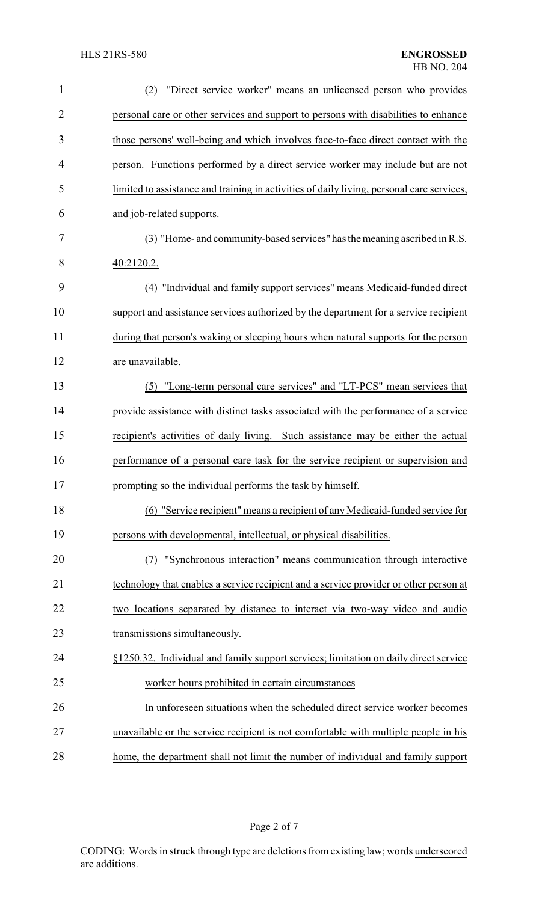(2) "Direct service worker" means an unlicensed person who provides personal care or other services and support to persons with disabilities to enhance those persons' well-being and which involves face-to-face direct contact with the person. Functions performed by a direct service worker may include but are not limited to assistance and training in activities of daily living, personal care services, and job-related supports.

(3) "Home- and community-based services" has the meaning ascribed in R.S. 40:2120.2.

(4) "Individual and family support services" means Medicaid-funded direct support and assistance services authorized by the department for a service recipient during that person's waking or sleeping hours when natural supports for the person are unavailable.

(5) "Long-term personal care services" and "LT-PCS" mean services that provide assistance with distinct tasks associated with the performance of a service recipient's activities of daily living. Such assistance may be either the actual performance of a personal care task for the service recipient or supervision and prompting so the individual performs the task by himself.

(6) "Service recipient" means a recipient of any Medicaid-funded service for persons with developmental, intellectual, or physical disabilities.

(7) "Synchronous interaction" means communication through interactive technology that enables a service recipient and a service provider or other person at two locations separated by distance to interact via two-way video and audio transmissions simultaneously.

§1250.32. Individual and family support services; limitation on daily direct service worker hours prohibited in certain circumstances

In unforeseen situations when the scheduled direct service worker becomes unavailable or the service recipient is not comfortable with multiple people in his home, the department shall not limit the number of individual and family support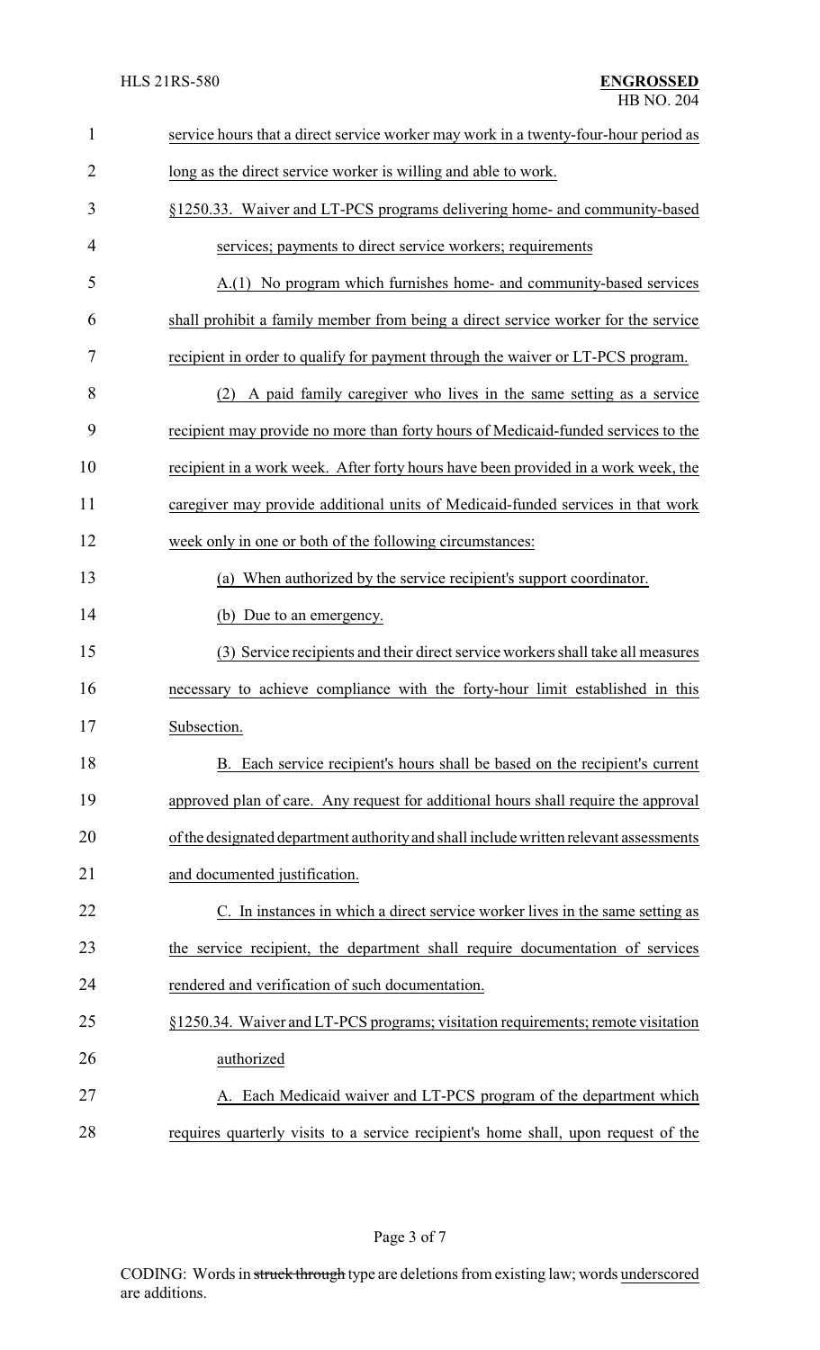service hours that a direct service worker may work in a twenty-four-hour period as long as the direct service worker is willing and able to work.

§1250.33. Waiver and LT-PCS programs delivering home- and community-based services; payments to direct service workers; requirements

A.(1) No program which furnishes home- and community-based services shall prohibit a family member from being a direct service worker for the service recipient in order to qualify for payment through the waiver or LT-PCS program.

(2) A paid family caregiver who lives in the same setting as a service recipient may provide no more than forty hours of Medicaid-funded services to the recipient in a work week. After forty hours have been provided in a work week, the caregiver may provide additional units of Medicaid-funded services in that work week only in one or both of the following circumstances:

(a) When authorized by the service recipient's support coordinator.

(b) Due to an emergency.

(3) Service recipients and their direct service workers shall take all measures necessary to achieve compliance with the forty-hour limit established in this Subsection.

B. Each service recipient's hours shall be based on the recipient's current approved plan of care. Any request for additional hours shall require the approval of the designated department authority and shall include written relevant assessments and documented justification.

C. In instances in which a direct service worker lives in the same setting as the service recipient, the department shall require documentation of services rendered and verification of such documentation.

§1250.34. Waiver and LT-PCS programs; visitation requirements; remote visitation authorized

A. Each Medicaid waiver and LT-PCS program of the department which requires quarterly visits to a service recipient's home shall, upon request of the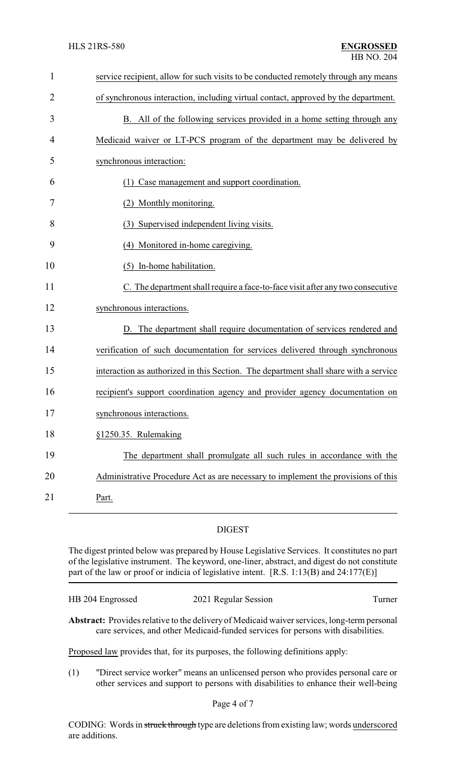service recipient, allow for such visits to be conducted remotely through any means of synchronous interaction, including virtual contact, approved by the department.

B. All of the following services provided in a home setting through any Medicaid waiver or LT-PCS program of the department may be delivered by synchronous interaction:

(1) Case management and support coordination.

(2) Monthly monitoring.

(3) Supervised independent living visits.

(4) Monitored in-home caregiving.

(5) In-home habilitation.

C. The department shall require a face-to-face visit after any two consecutive synchronous interactions.

D. The department shall require documentation of services rendered and verification of such documentation for services delivered through synchronous interaction as authorized in this Section. The department shall share with a service recipient's support coordination agency and provider agency documentation on synchronous interactions.

§1250.35. Rulemaking

The department shall promulgate all such rules in accordance with the Administrative Procedure Act as are necessary to implement the provisions of this Part.

## DIGEST

The digest printed below was prepared by House Legislative Services. It constitutes no part of the legislative instrument. The keyword, one-liner, abstract, and digest do not constitute part of the law or proof or indicia of legislative intent. [R.S. 1:13(B) and 24:177(E)]

| HB 204 Engrossed | 2021 Regular Session | Turner |
|---|---|---|

**Abstract:** Provides relative to the delivery of Medicaid waiver services, long-term personal care services, and other Medicaid-funded services for persons with disabilities.

Proposed law provides that, for its purposes, the following definitions apply:

(1) "Direct service worker" means an unlicensed person who provides personal care or other services and support to persons with disabilities to enhance their well-being

CODING: Words in ~~struck through~~ type are deletions from existing law; words underscored are additions.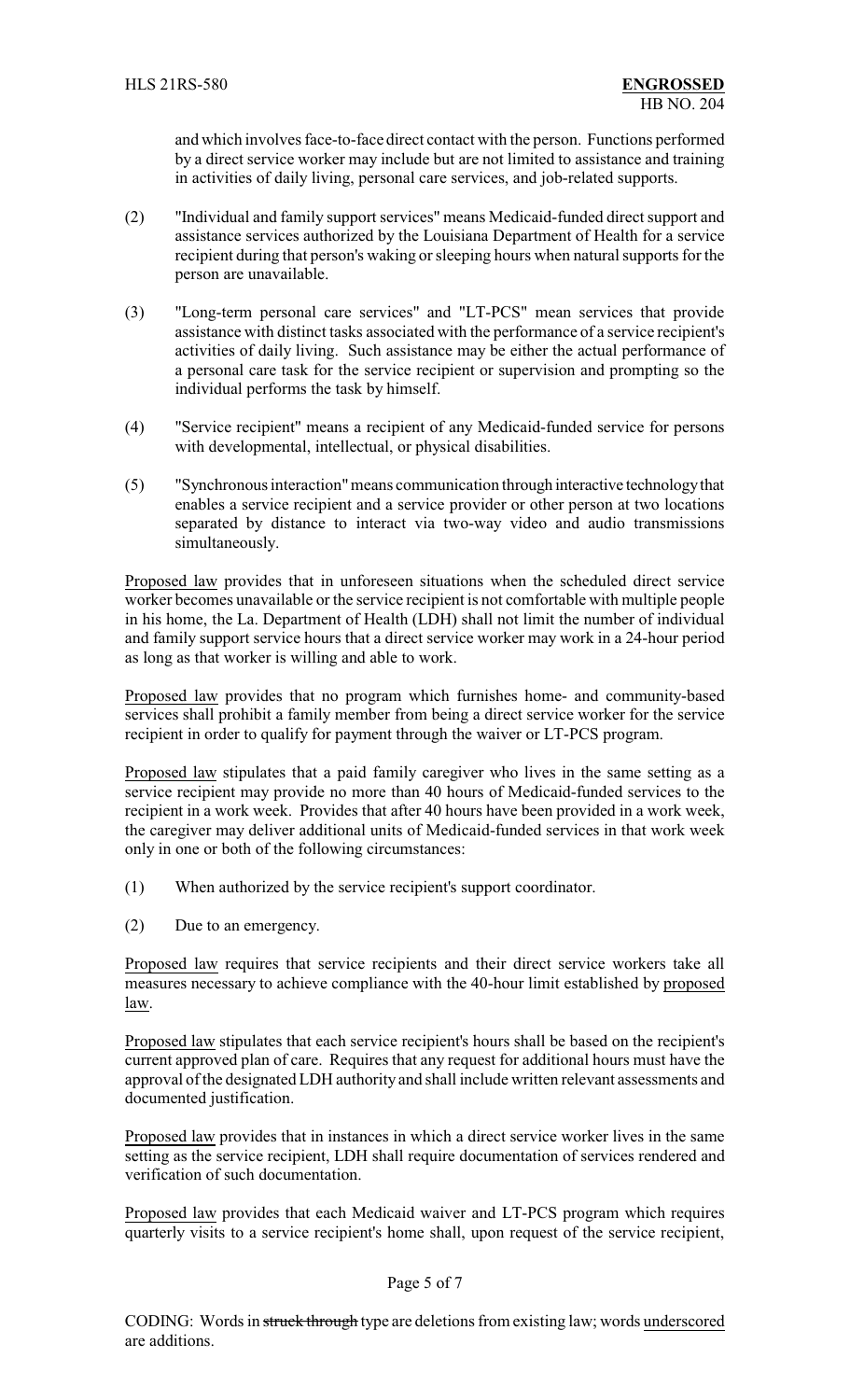and which involves face-to-face direct contact with the person. Functions performed by a direct service worker may include but are not limited to assistance and training in activities of daily living, personal care services, and job-related supports.

(2) "Individual and family support services" means Medicaid-funded direct support and assistance services authorized by the Louisiana Department of Health for a service recipient during that person's waking or sleeping hours when natural supports for the person are unavailable.

(3) "Long-term personal care services" and "LT-PCS" mean services that provide assistance with distinct tasks associated with the performance of a service recipient's activities of daily living. Such assistance may be either the actual performance of a personal care task for the service recipient or supervision and prompting so the individual performs the task by himself.

(4) "Service recipient" means a recipient of any Medicaid-funded service for persons with developmental, intellectual, or physical disabilities.

(5) "Synchronous interaction" means communication through interactive technology that enables a service recipient and a service provider or other person at two locations separated by distance to interact via two-way video and audio transmissions simultaneously.

Proposed law provides that in unforeseen situations when the scheduled direct service worker becomes unavailable or the service recipient is not comfortable with multiple people in his home, the La. Department of Health (LDH) shall not limit the number of individual and family support service hours that a direct service worker may work in a 24-hour period as long as that worker is willing and able to work.

Proposed law provides that no program which furnishes home- and community-based services shall prohibit a family member from being a direct service worker for the service recipient in order to qualify for payment through the waiver or LT-PCS program.

Proposed law stipulates that a paid family caregiver who lives in the same setting as a service recipient may provide no more than 40 hours of Medicaid-funded services to the recipient in a work week. Provides that after 40 hours have been provided in a work week, the caregiver may deliver additional units of Medicaid-funded services in that work week only in one or both of the following circumstances:

(1) When authorized by the service recipient's support coordinator.

(2) Due to an emergency.

Proposed law requires that service recipients and their direct service workers take all measures necessary to achieve compliance with the 40-hour limit established by proposed law.

Proposed law stipulates that each service recipient's hours shall be based on the recipient's current approved plan of care. Requires that any request for additional hours must have the approval of the designated LDH authority and shall include written relevant assessments and documented justification.

Proposed law provides that in instances in which a direct service worker lives in the same setting as the service recipient, LDH shall require documentation of services rendered and verification of such documentation.

Proposed law provides that each Medicaid waiver and LT-PCS program which requires quarterly visits to a service recipient's home shall, upon request of the service recipient,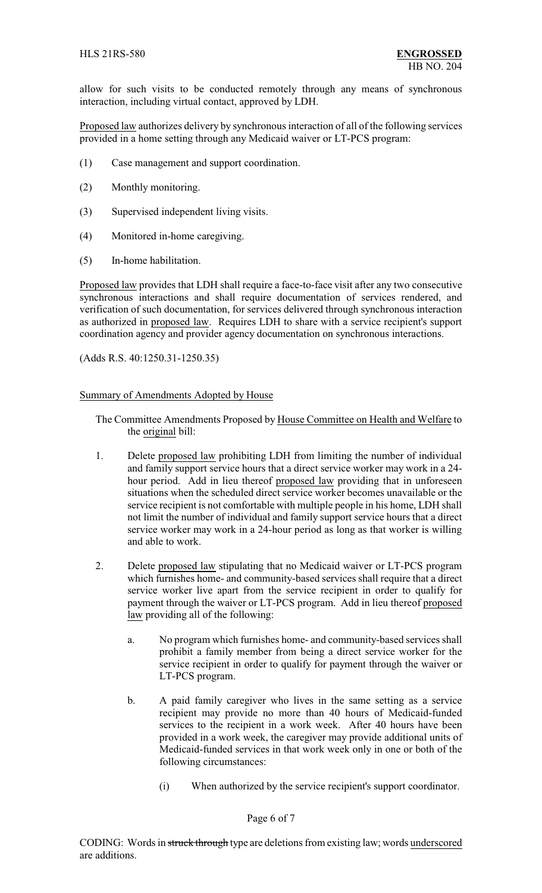allow for such visits to be conducted remotely through any means of synchronous interaction, including virtual contact, approved by LDH.

Proposed law authorizes delivery by synchronous interaction of all of the following services provided in a home setting through any Medicaid waiver or LT-PCS program:

(1) Case management and support coordination.

(2) Monthly monitoring.

(3) Supervised independent living visits.

(4) Monitored in-home caregiving.

(5) In-home habilitation.

Proposed law provides that LDH shall require a face-to-face visit after any two consecutive synchronous interactions and shall require documentation of services rendered, and verification of such documentation, for services delivered through synchronous interaction as authorized in proposed law. Requires LDH to share with a service recipient's support coordination agency and provider agency documentation on synchronous interactions.

(Adds R.S. 40:1250.31-1250.35)

Summary of Amendments Adopted by House

The Committee Amendments Proposed by House Committee on Health and Welfare to the original bill:

1. Delete proposed law prohibiting LDH from limiting the number of individual and family support service hours that a direct service worker may work in a 24-hour period. Add in lieu thereof proposed law providing that in unforeseen situations when the scheduled direct service worker becomes unavailable or the service recipient is not comfortable with multiple people in his home, LDH shall not limit the number of individual and family support service hours that a direct service worker may work in a 24-hour period as long as that worker is willing and able to work.

2. Delete proposed law stipulating that no Medicaid waiver or LT-PCS program which furnishes home- and community-based services shall require that a direct service worker live apart from the service recipient in order to qualify for payment through the waiver or LT-PCS program. Add in lieu thereof proposed law providing all of the following:

   a. No program which furnishes home- and community-based services shall prohibit a family member from being a direct service worker for the service recipient in order to qualify for payment through the waiver or LT-PCS program.

   b. A paid family caregiver who lives in the same setting as a service recipient may provide no more than 40 hours of Medicaid-funded services to the recipient in a work week. After 40 hours have been provided in a work week, the caregiver may provide additional units of Medicaid-funded services in that work week only in one or both of the following circumstances:

      (i) When authorized by the service recipient's support coordinator.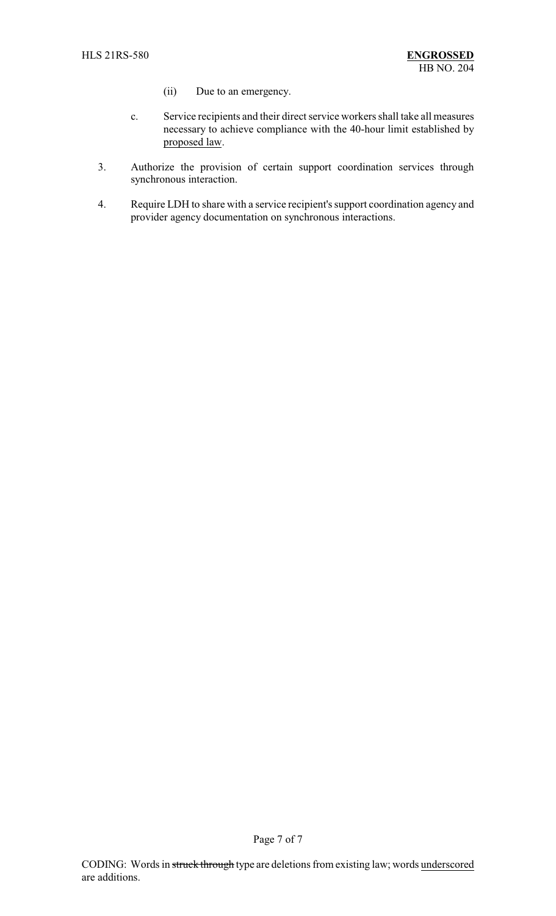(ii) Due to an emergency.

c. Service recipients and their direct service workers shall take all measures necessary to achieve compliance with the 40-hour limit established by <u>proposed law</u>.

3. Authorize the provision of certain support coordination services through synchronous interaction.

4. Require LDH to share with a service recipient's support coordination agency and provider agency documentation on synchronous interactions.

CODING: Words in ~~struck through~~ type are deletions from existing law; words <u>underscored</u> are additions.